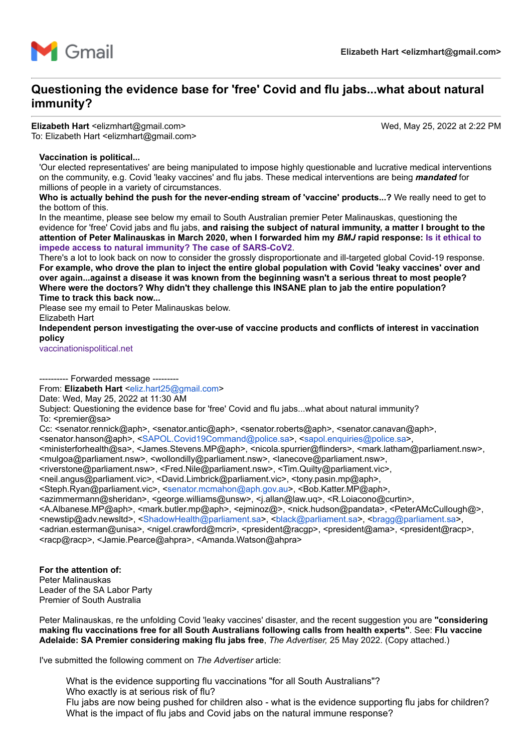Gmail — Elizabeth Hart <elizmhart@gmail.com>

# Questioning the evidence base for 'free' Covid and flu jabs...what about natural immunity?

**Elizabeth Hart** <elizmhart@gmail.com> — Wed, May 25, 2022 at 2:22 PM
To: Elizabeth Hart <elizmhart@gmail.com>

**Vaccination is political...**
'Our elected representatives' are being manipulated to impose highly questionable and lucrative medical interventions on the community, e.g. Covid 'leaky vaccines' and flu jabs. These medical interventions are being ***mandated*** for millions of people in a variety of circumstances.
**Who is actually behind the push for the never-ending stream of 'vaccine' products...?** We really need to get to the bottom of this.
In the meantime, please see below my email to South Australian premier Peter Malinauskas, questioning the evidence for 'free' Covid jabs and flu jabs, **and raising the subject of natural immunity, a matter I brought to the attention of Peter Malinauskas in March 2020, when I forwarded him my *BMJ* rapid response: Is it ethical to impede access to natural immunity? The case of SARS-CoV2.**
There's a lot to look back on now to consider the grossly disproportionate and ill-targeted global Covid-19 response.
**For example, who drove the plan to inject the entire global population with Covid 'leaky vaccines' over and over again...against a disease it was known from the beginning wasn't a serious threat to most people? Where were the doctors? Why didn't they challenge this INSANE plan to jab the entire population? Time to track this back now...**
Please see my email to Peter Malinauskas below.
Elizabeth Hart
**Independent person investigating the over-use of vaccine products and conflicts of interest in vaccination policy**
vaccinationispolitical.net

---------- Forwarded message ---------
From: **Elizabeth Hart** <eliz.hart25@gmail.com>
Date: Wed, May 25, 2022 at 11:30 AM
Subject: Questioning the evidence base for 'free' Covid and flu jabs...what about natural immunity?
To: <premier@sa>
Cc: <senator.rennick@aph>, <senator.antic@aph>, <senator.roberts@aph>, <senator.canavan@aph>, <senator.hanson@aph>, <SAPOL.Covid19Command@police.sa>, <sapol.enquiries@police.sa>, <ministerforhealth@sa>, <James.Stevens.MP@aph>, <nicola.spurrier@flinders>, <mark.latham@parliament.nsw>, <mulgoa@parliament.nsw>, <wollondilly@parliament.nsw>, <lanecove@parliament.nsw>, <riverstone@parliament.nsw>, <Fred.Nile@parliament.nsw>, <Tim.Quilty@parliament.vic>, <neil.angus@parliament.vic>, <David.Limbrick@parliament.vic>, <tony.pasin.mp@aph>, <Steph.Ryan@parliament.vic>, <senator.mcmahon@aph.gov.au>, <Bob.Katter.MP@aph>, <azimmermann@sheridan>, <george.williams@unsw>, <j.allan@law.uq>, <R.Loiacono@curtin>, <A.Albanese.MP@aph>, <mark.butler.mp@aph>, <ejminoz@>, <nick.hudson@pandata>, <PeterAMcCullough@>, <newstip@adv.newsltd>, <ShadowHealth@parliament.sa>, <black@parliament.sa>, <bragg@parliament.sa>, <adrian.esterman@unisa>, <nigel.crawford@mcri>, <president@racgp>, <president@ama>, <president@racp>, <racp@racp>, <Jamie.Pearce@ahpra>, <Amanda.Watson@ahpra>

**For the attention of:**
Peter Malinauskas
Leader of the SA Labor Party
Premier of South Australia

Peter Malinauskas, re the unfolding Covid 'leaky vaccines' disaster, and the recent suggestion you are **"considering making flu vaccinations free for all South Australians following calls from health experts"**. See: **Flu vaccine Adelaide: SA Premier considering making flu jabs free**, *The Advertiser,* 25 May 2022. (Copy attached.)

I've submitted the following comment on *The Advertiser* article:

> What is the evidence supporting flu vaccinations "for all South Australians"?
> Who exactly is at serious risk of flu?
> Flu jabs are now being pushed for children also - what is the evidence supporting flu jabs for children?
> What is the impact of flu jabs and Covid jabs on the natural immune response?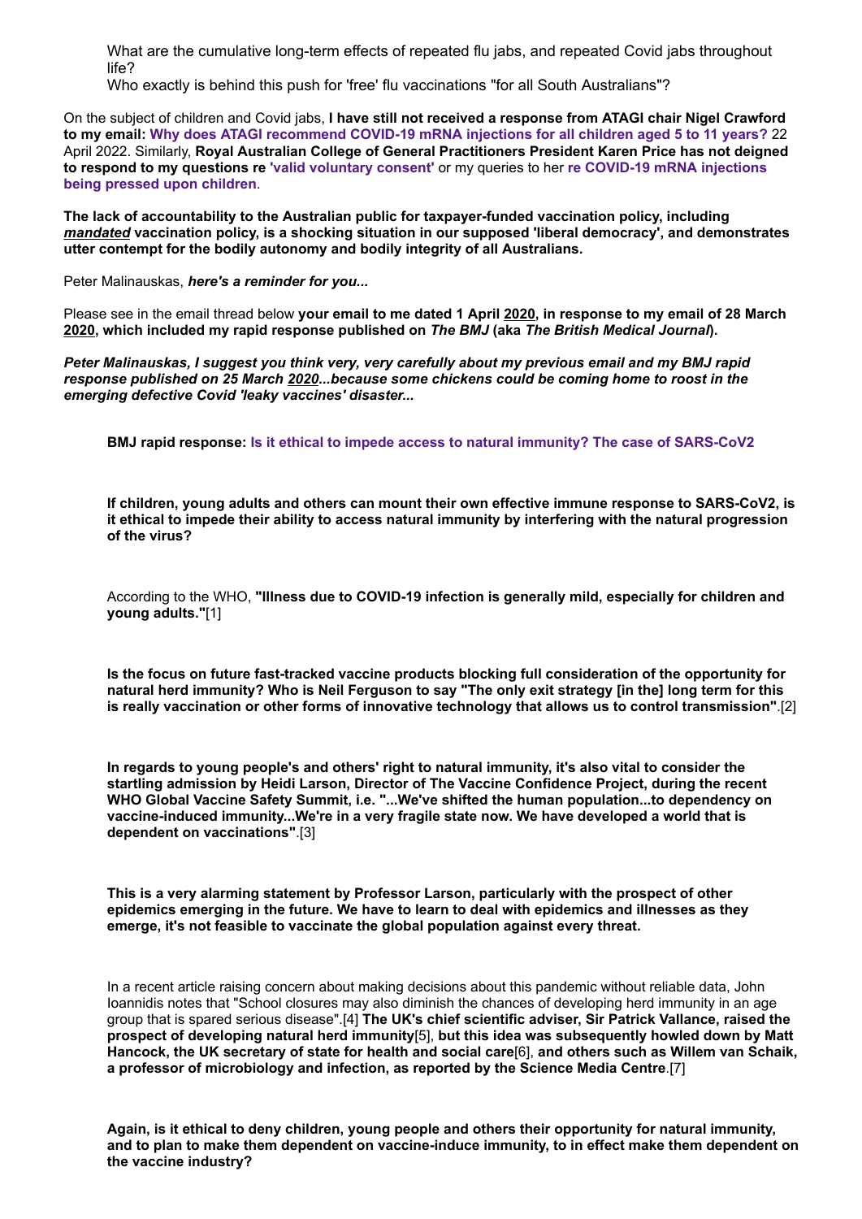What are the cumulative long-term effects of repeated flu jabs, and repeated Covid jabs throughout life?
Who exactly is behind this push for 'free' flu vaccinations "for all South Australians"?

On the subject of children and Covid jabs, **I have still not received a response from ATAGI chair Nigel Crawford to my email: Why does ATAGI recommend COVID-19 mRNA injections for all children aged 5 to 11 years?** 22 April 2022. Similarly, **Royal Australian College of General Practitioners President Karen Price has not deigned to respond to my questions re 'valid voluntary consent'** or my queries to her **re COVID-19 mRNA injections being pressed upon children**.

**The lack of accountability to the Australian public for taxpayer-funded vaccination policy, including *mandated* vaccination policy, is a shocking situation in our supposed 'liberal democracy', and demonstrates utter contempt for the bodily autonomy and bodily integrity of all Australians.**

Peter Malinauskas, ***here's a reminder for you...***

Please see in the email thread below **your email to me dated 1 April 2020, in response to my email of 28 March 2020, which included my rapid response published on *The BMJ* (aka *The British Medical Journal*).**

***Peter Malinauskas, I suggest you think very, very carefully about my previous email and my BMJ rapid response published on 25 March 2020...because some chickens could be coming home to roost in the emerging defective Covid 'leaky vaccines' disaster...***

**BMJ rapid response: Is it ethical to impede access to natural immunity? The case of SARS-CoV2**

**If children, young adults and others can mount their own effective immune response to SARS-CoV2, is it ethical to impede their ability to access natural immunity by interfering with the natural progression of the virus?**

According to the WHO, **"Illness due to COVID-19 infection is generally mild, especially for children and young adults."**[1]

**Is the focus on future fast-tracked vaccine products blocking full consideration of the opportunity for natural herd immunity? Who is Neil Ferguson to say "The only exit strategy [in the] long term for this is really vaccination or other forms of innovative technology that allows us to control transmission"**.[2]

**In regards to young people's and others' right to natural immunity, it's also vital to consider the startling admission by Heidi Larson, Director of The Vaccine Confidence Project, during the recent WHO Global Vaccine Safety Summit, i.e. "...We've shifted the human population...to dependency on vaccine-induced immunity...We're in a very fragile state now. We have developed a world that is dependent on vaccinations"**.[3]

**This is a very alarming statement by Professor Larson, particularly with the prospect of other epidemics emerging in the future. We have to learn to deal with epidemics and illnesses as they emerge, it's not feasible to vaccinate the global population against every threat.**

In a recent article raising concern about making decisions about this pandemic without reliable data, John Ioannidis notes that "School closures may also diminish the chances of developing herd immunity in an age group that is spared serious disease".[4] **The UK's chief scientific adviser, Sir Patrick Vallance, raised the prospect of developing natural herd immunity**[5], **but this idea was subsequently howled down by Matt Hancock, the UK secretary of state for health and social care**[6], **and others such as Willem van Schaik, a professor of microbiology and infection, as reported by the Science Media Centre**.[7]

**Again, is it ethical to deny children, young people and others their opportunity for natural immunity, and to plan to make them dependent on vaccine-induce immunity, to in effect make them dependent on the vaccine industry?**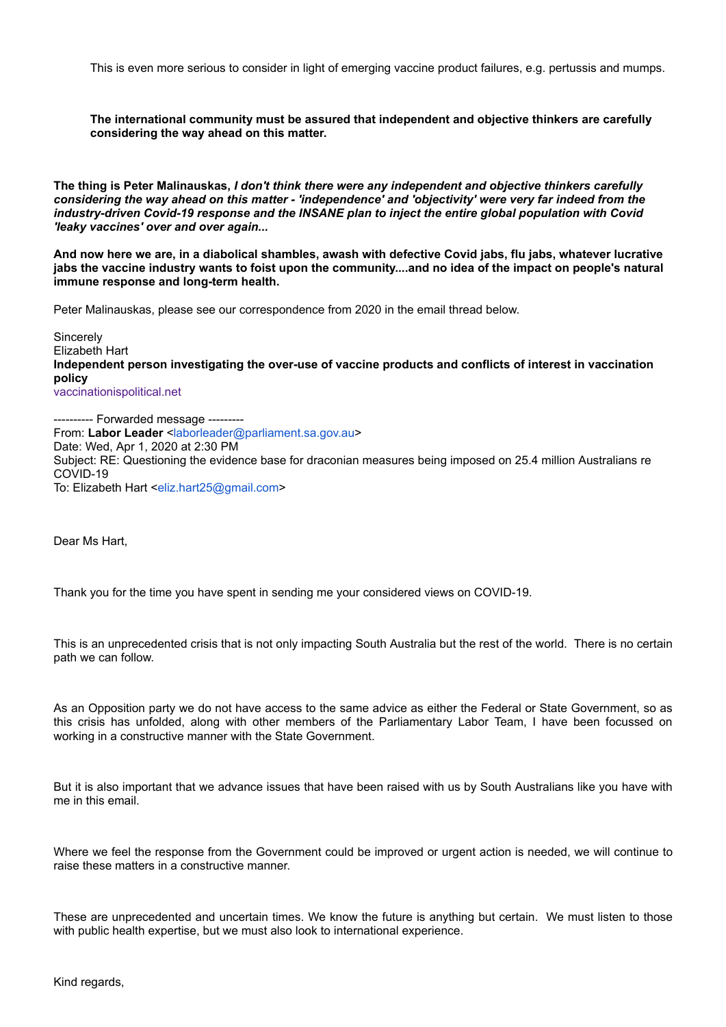This is even more serious to consider in light of emerging vaccine product failures, e.g. pertussis and mumps.

**The international community must be assured that independent and objective thinkers are carefully considering the way ahead on this matter.**

**The thing is Peter Malinauskas, *I don't think there were any independent and objective thinkers carefully considering the way ahead on this matter - 'independence' and 'objectivity' were very far indeed from the industry-driven Covid-19 response and the INSANE plan to inject the entire global population with Covid 'leaky vaccines' over and over again...***

**And now here we are, in a diabolical shambles, awash with defective Covid jabs, flu jabs, whatever lucrative jabs the vaccine industry wants to foist upon the community....and no idea of the impact on people's natural immune response and long-term health.**

Peter Malinauskas, please see our correspondence from 2020 in the email thread below.

Sincerely
Elizabeth Hart
**Independent person investigating the over-use of vaccine products and conflicts of interest in vaccination policy**
vaccinationispolitical.net

---------- Forwarded message ---------
From: **Labor Leader** <laborleader@parliament.sa.gov.au>
Date: Wed, Apr 1, 2020 at 2:30 PM
Subject: RE: Questioning the evidence base for draconian measures being imposed on 25.4 million Australians re COVID-19
To: Elizabeth Hart <eliz.hart25@gmail.com>

Dear Ms Hart,

Thank you for the time you have spent in sending me your considered views on COVID-19.

This is an unprecedented crisis that is not only impacting South Australia but the rest of the world. There is no certain path we can follow.

As an Opposition party we do not have access to the same advice as either the Federal or State Government, so as this crisis has unfolded, along with other members of the Parliamentary Labor Team, I have been focussed on working in a constructive manner with the State Government.

But it is also important that we advance issues that have been raised with us by South Australians like you have with me in this email.

Where we feel the response from the Government could be improved or urgent action is needed, we will continue to raise these matters in a constructive manner.

These are unprecedented and uncertain times. We know the future is anything but certain. We must listen to those with public health expertise, but we must also look to international experience.

Kind regards,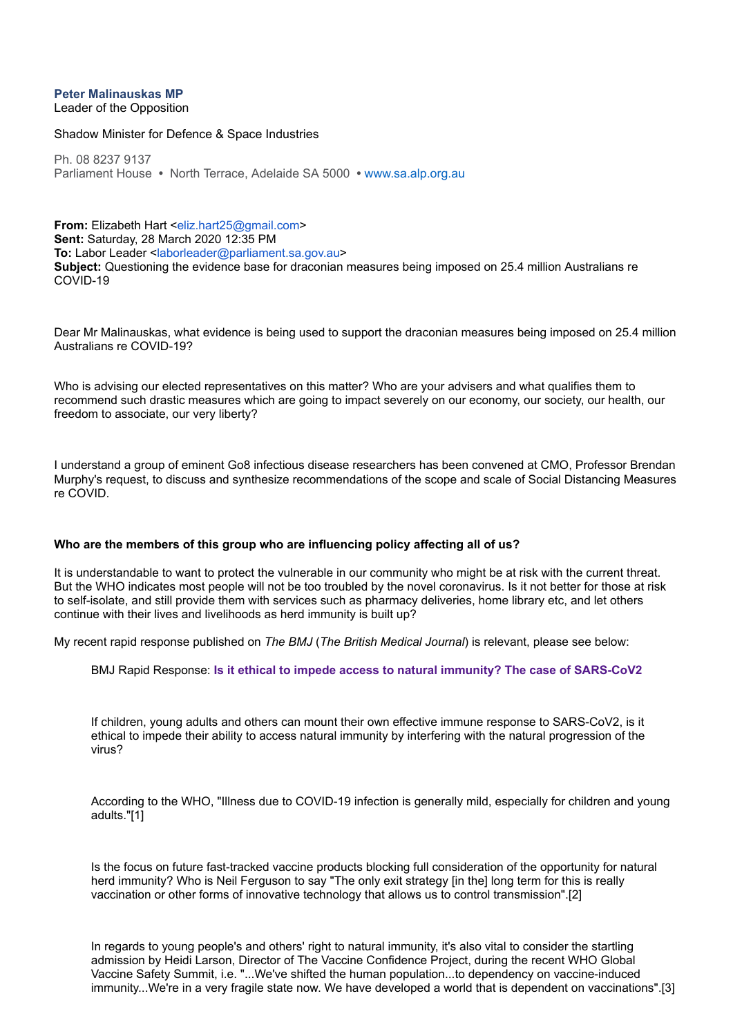**Peter Malinauskas MP**
Leader of the Opposition

Shadow Minister for Defence & Space Industries

Ph. 08 8237 9137
Parliament House • North Terrace, Adelaide SA 5000 • www.sa.alp.org.au

**From:** Elizabeth Hart <eliz.hart25@gmail.com>
**Sent:** Saturday, 28 March 2020 12:35 PM
**To:** Labor Leader <laborleader@parliament.sa.gov.au>
**Subject:** Questioning the evidence base for draconian measures being imposed on 25.4 million Australians re COVID-19

Dear Mr Malinauskas, what evidence is being used to support the draconian measures being imposed on 25.4 million Australians re COVID-19?

Who is advising our elected representatives on this matter? Who are your advisers and what qualifies them to recommend such drastic measures which are going to impact severely on our economy, our society, our health, our freedom to associate, our very liberty?

I understand a group of eminent Go8 infectious disease researchers has been convened at CMO, Professor Brendan Murphy's request, to discuss and synthesize recommendations of the scope and scale of Social Distancing Measures re COVID.

**Who are the members of this group who are influencing policy affecting all of us?**

It is understandable to want to protect the vulnerable in our community who might be at risk with the current threat. But the WHO indicates most people will not be too troubled by the novel coronavirus. Is it not better for those at risk to self-isolate, and still provide them with services such as pharmacy deliveries, home library etc, and let others continue with their lives and livelihoods as herd immunity is built up?

My recent rapid response published on *The BMJ* (*The British Medical Journal*) is relevant, please see below:

> BMJ Rapid Response: **Is it ethical to impede access to natural immunity? The case of SARS-CoV2**
>
> If children, young adults and others can mount their own effective immune response to SARS-CoV2, is it ethical to impede their ability to access natural immunity by interfering with the natural progression of the virus?
>
> According to the WHO, "Illness due to COVID-19 infection is generally mild, especially for children and young adults."[1]
>
> Is the focus on future fast-tracked vaccine products blocking full consideration of the opportunity for natural herd immunity? Who is Neil Ferguson to say "The only exit strategy [in the] long term for this is really vaccination or other forms of innovative technology that allows us to control transmission".[2]
>
> In regards to young people's and others' right to natural immunity, it's also vital to consider the startling admission by Heidi Larson, Director of The Vaccine Confidence Project, during the recent WHO Global Vaccine Safety Summit, i.e. "...We've shifted the human population...to dependency on vaccine-induced immunity...We're in a very fragile state now. We have developed a world that is dependent on vaccinations".[3]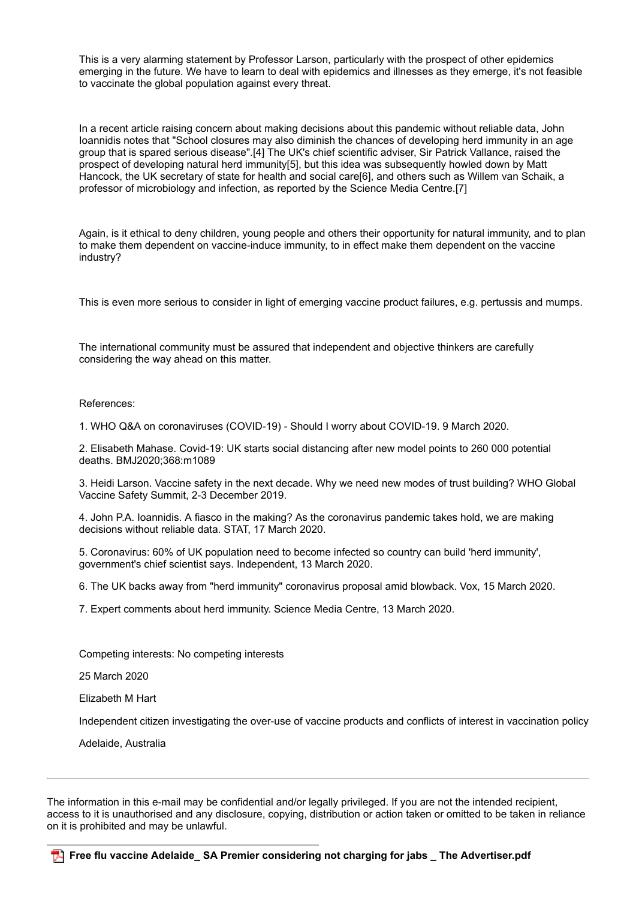This is a very alarming statement by Professor Larson, particularly with the prospect of other epidemics emerging in the future. We have to learn to deal with epidemics and illnesses as they emerge, it's not feasible to vaccinate the global population against every threat.

In a recent article raising concern about making decisions about this pandemic without reliable data, John Ioannidis notes that "School closures may also diminish the chances of developing herd immunity in an age group that is spared serious disease".[4] The UK's chief scientific adviser, Sir Patrick Vallance, raised the prospect of developing natural herd immunity[5], but this idea was subsequently howled down by Matt Hancock, the UK secretary of state for health and social care[6], and others such as Willem van Schaik, a professor of microbiology and infection, as reported by the Science Media Centre.[7]

Again, is it ethical to deny children, young people and others their opportunity for natural immunity, and to plan to make them dependent on vaccine-induce immunity, to in effect make them dependent on the vaccine industry?

This is even more serious to consider in light of emerging vaccine product failures, e.g. pertussis and mumps.

The international community must be assured that independent and objective thinkers are carefully considering the way ahead on this matter.

References:

1. WHO Q&A on coronaviruses (COVID-19) - Should I worry about COVID-19. 9 March 2020.

2. Elisabeth Mahase. Covid-19: UK starts social distancing after new model points to 260 000 potential deaths. BMJ2020;368:m1089

3. Heidi Larson. Vaccine safety in the next decade. Why we need new modes of trust building? WHO Global Vaccine Safety Summit, 2-3 December 2019.

4. John P.A. Ioannidis. A fiasco in the making? As the coronavirus pandemic takes hold, we are making decisions without reliable data. STAT, 17 March 2020.

5. Coronavirus: 60% of UK population need to become infected so country can build 'herd immunity', government's chief scientist says. Independent, 13 March 2020.

6. The UK backs away from "herd immunity" coronavirus proposal amid blowback. Vox, 15 March 2020.

7. Expert comments about herd immunity. Science Media Centre, 13 March 2020.

Competing interests: No competing interests

25 March 2020

Elizabeth M Hart

Independent citizen investigating the over-use of vaccine products and conflicts of interest in vaccination policy

Adelaide, Australia

---

The information in this e-mail may be confidential and/or legally privileged. If you are not the intended recipient, access to it is unauthorised and any disclosure, copying, distribution or action taken or omitted to be taken in reliance on it is prohibited and may be unlawful.

---

**Free flu vaccine Adelaide_ SA Premier considering not charging for jabs _ The Advertiser.pdf**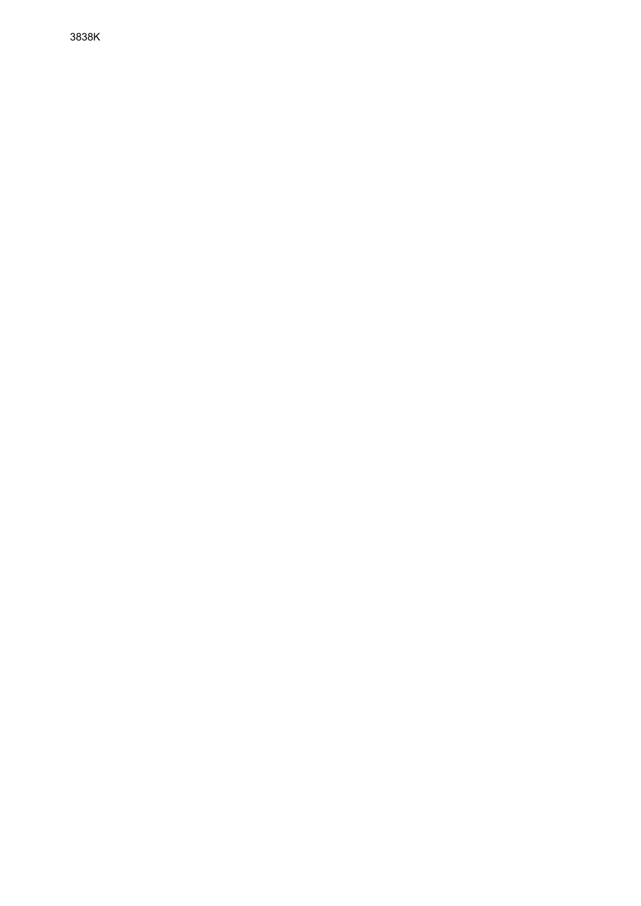3838K